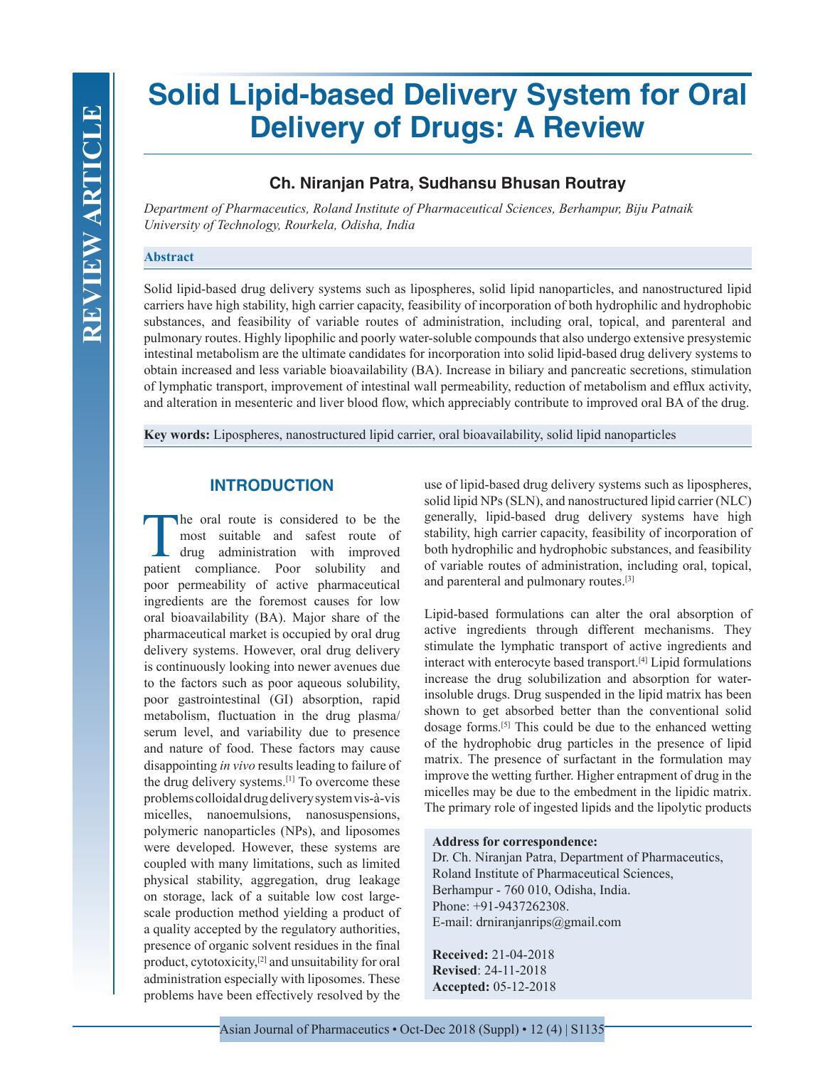# Solid Lipid-based Delivery System for Oral Delivery of Drugs: A Review

**Ch. Niranjan Patra, Sudhansu Bhusan Routray**

*Department of Pharmaceutics, Roland Institute of Pharmaceutical Sciences, Berhampur, Biju Patnaik University of Technology, Rourkela, Odisha, India*

## Abstract

Solid lipid-based drug delivery systems such as lipospheres, solid lipid nanoparticles, and nanostructured lipid carriers have high stability, high carrier capacity, feasibility of incorporation of both hydrophilic and hydrophobic substances, and feasibility of variable routes of administration, including oral, topical, and parenteral and pulmonary routes. Highly lipophilic and poorly water-soluble compounds that also undergo extensive presystemic intestinal metabolism are the ultimate candidates for incorporation into solid lipid-based drug delivery systems to obtain increased and less variable bioavailability (BA). Increase in biliary and pancreatic secretions, stimulation of lymphatic transport, improvement of intestinal wall permeability, reduction of metabolism and efflux activity, and alteration in mesenteric and liver blood flow, which appreciably contribute to improved oral BA of the drug.

**Key words:** Lipospheres, nanostructured lipid carrier, oral bioavailability, solid lipid nanoparticles

## INTRODUCTION

The oral route is considered to be the most suitable and safest route of drug administration with improved patient compliance. Poor solubility and poor permeability of active pharmaceutical ingredients are the foremost causes for low oral bioavailability (BA). Major share of the pharmaceutical market is occupied by oral drug delivery systems. However, oral drug delivery is continuously looking into newer avenues due to the factors such as poor aqueous solubility, poor gastrointestinal (GI) absorption, rapid metabolism, fluctuation in the drug plasma/serum level, and variability due to presence and nature of food. These factors may cause disappointing *in vivo* results leading to failure of the drug delivery systems.[1] To overcome these problems colloidal drug delivery system vis-à-vis micelles, nanoemulsions, nanosuspensions, polymeric nanoparticles (NPs), and liposomes were developed. However, these systems are coupled with many limitations, such as limited physical stability, aggregation, drug leakage on storage, lack of a suitable low cost large-scale production method yielding a product of a quality accepted by the regulatory authorities, presence of organic solvent residues in the final product, cytotoxicity,[2] and unsuitability for oral administration especially with liposomes. These problems have been effectively resolved by the use of lipid-based drug delivery systems such as lipospheres, solid lipid NPs (SLN), and nanostructured lipid carrier (NLC) generally, lipid-based drug delivery systems have high stability, high carrier capacity, feasibility of incorporation of both hydrophilic and hydrophobic substances, and feasibility of variable routes of administration, including oral, topical, and parenteral and pulmonary routes.[3]

Lipid-based formulations can alter the oral absorption of active ingredients through different mechanisms. They stimulate the lymphatic transport of active ingredients and interact with enterocyte based transport.[4] Lipid formulations increase the drug solubilization and absorption for water-insoluble drugs. Drug suspended in the lipid matrix has been shown to get absorbed better than the conventional solid dosage forms.[5] This could be due to the enhanced wetting of the hydrophobic drug particles in the presence of lipid matrix. The presence of surfactant in the formulation may improve the wetting further. Higher entrapment of drug in the micelles may be due to the embedment in the lipidic matrix. The primary role of ingested lipids and the lipolytic products

**Address for correspondence:**
Dr. Ch. Niranjan Patra, Department of Pharmaceutics, Roland Institute of Pharmaceutical Sciences, Berhampur - 760 010, Odisha, India.
Phone: +91-9437262308.
E-mail: drniranjanrips@gmail.com

**Received:** 21-04-2018
**Revised**: 24-11-2018
**Accepted:** 05-12-2018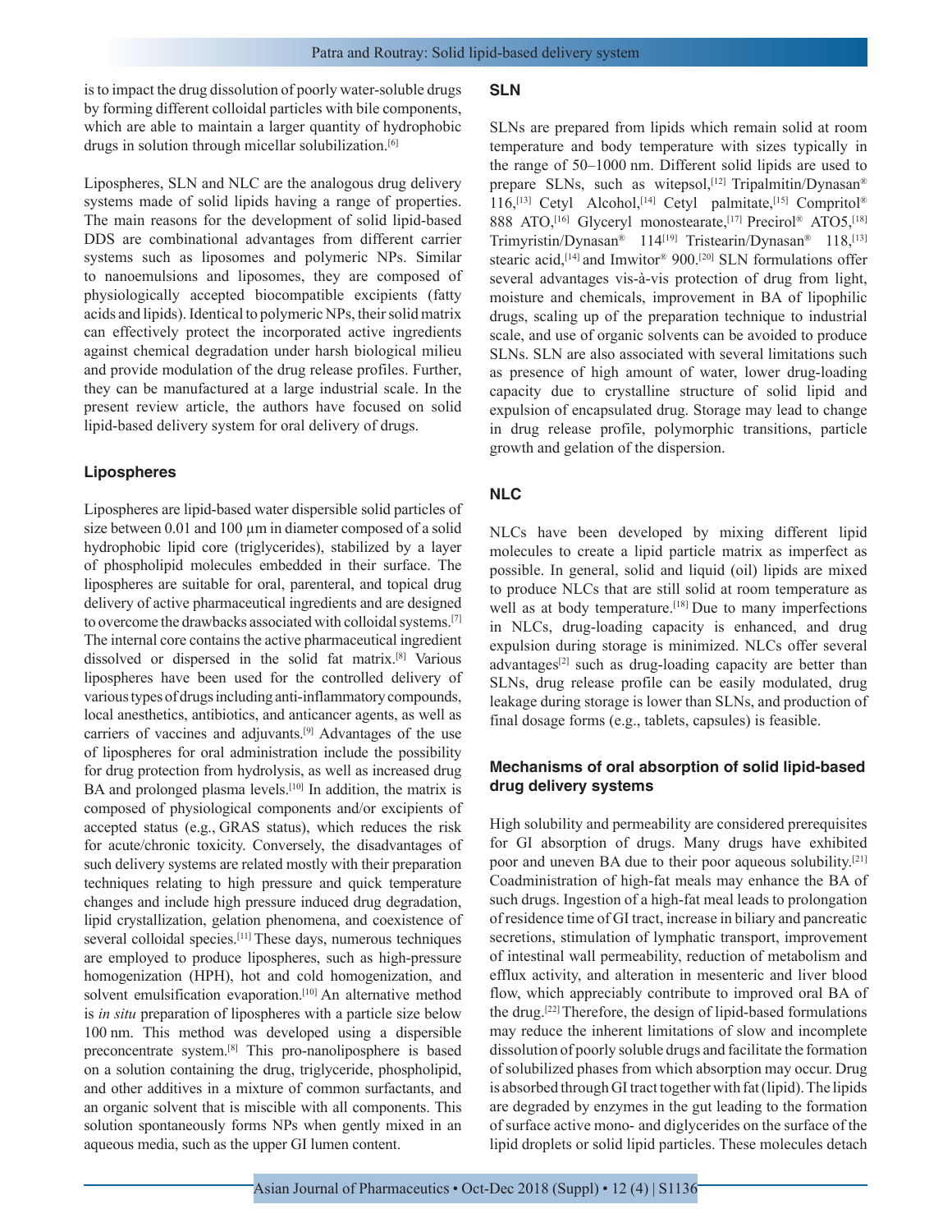is to impact the drug dissolution of poorly water-soluble drugs by forming different colloidal particles with bile components, which are able to maintain a larger quantity of hydrophobic drugs in solution through micellar solubilization.[6]

Lipospheres, SLN and NLC are the analogous drug delivery systems made of solid lipids having a range of properties. The main reasons for the development of solid lipid-based DDS are combinational advantages from different carrier systems such as liposomes and polymeric NPs. Similar to nanoemulsions and liposomes, they are composed of physiologically accepted biocompatible excipients (fatty acids and lipids). Identical to polymeric NPs, their solid matrix can effectively protect the incorporated active ingredients against chemical degradation under harsh biological milieu and provide modulation of the drug release profiles. Further, they can be manufactured at a large industrial scale. In the present review article, the authors have focused on solid lipid-based delivery system for oral delivery of drugs.

### Lipospheres

Lipospheres are lipid-based water dispersible solid particles of size between 0.01 and 100 µm in diameter composed of a solid hydrophobic lipid core (triglycerides), stabilized by a layer of phospholipid molecules embedded in their surface. The lipospheres are suitable for oral, parenteral, and topical drug delivery of active pharmaceutical ingredients and are designed to overcome the drawbacks associated with colloidal systems.[7] The internal core contains the active pharmaceutical ingredient dissolved or dispersed in the solid fat matrix.[8] Various lipospheres have been used for the controlled delivery of various types of drugs including anti-inflammatory compounds, local anesthetics, antibiotics, and anticancer agents, as well as carriers of vaccines and adjuvants.[9] Advantages of the use of lipospheres for oral administration include the possibility for drug protection from hydrolysis, as well as increased drug BA and prolonged plasma levels.[10] In addition, the matrix is composed of physiological components and/or excipients of accepted status (e.g., GRAS status), which reduces the risk for acute/chronic toxicity. Conversely, the disadvantages of such delivery systems are related mostly with their preparation techniques relating to high pressure and quick temperature changes and include high pressure induced drug degradation, lipid crystallization, gelation phenomena, and coexistence of several colloidal species.[11] These days, numerous techniques are employed to produce lipospheres, such as high-pressure homogenization (HPH), hot and cold homogenization, and solvent emulsification evaporation.[10] An alternative method is *in situ* preparation of lipospheres with a particle size below 100 nm. This method was developed using a dispersible preconcentrate system.[8] This pro-nanoliposphere is based on a solution containing the drug, triglyceride, phospholipid, and other additives in a mixture of common surfactants, and an organic solvent that is miscible with all components. This solution spontaneously forms NPs when gently mixed in an aqueous media, such as the upper GI lumen content.

### SLN

SLNs are prepared from lipids which remain solid at room temperature and body temperature with sizes typically in the range of 50–1000 nm. Different solid lipids are used to prepare SLNs, such as witepsol,[12] Tripalmitin/Dynasan® 116,[13] Cetyl Alcohol,[14] Cetyl palmitate,[15] Compritol® 888 ATO,[16] Glyceryl monostearate,[17] Precirol® ATO5,[18] Trimyristin/Dynasan® 114[19] Tristearin/Dynasan® 118,[13] stearic acid,[14] and Imwitor® 900.[20] SLN formulations offer several advantages vis-à-vis protection of drug from light, moisture and chemicals, improvement in BA of lipophilic drugs, scaling up of the preparation technique to industrial scale, and use of organic solvents can be avoided to produce SLNs. SLN are also associated with several limitations such as presence of high amount of water, lower drug-loading capacity due to crystalline structure of solid lipid and expulsion of encapsulated drug. Storage may lead to change in drug release profile, polymorphic transitions, particle growth and gelation of the dispersion.

### NLC

NLCs have been developed by mixing different lipid molecules to create a lipid particle matrix as imperfect as possible. In general, solid and liquid (oil) lipids are mixed to produce NLCs that are still solid at room temperature as well as at body temperature.[18] Due to many imperfections in NLCs, drug-loading capacity is enhanced, and drug expulsion during storage is minimized. NLCs offer several advantages[2] such as drug-loading capacity are better than SLNs, drug release profile can be easily modulated, drug leakage during storage is lower than SLNs, and production of final dosage forms (e.g., tablets, capsules) is feasible.

### Mechanisms of oral absorption of solid lipid-based drug delivery systems

High solubility and permeability are considered prerequisites for GI absorption of drugs. Many drugs have exhibited poor and uneven BA due to their poor aqueous solubility.[21] Coadministration of high-fat meals may enhance the BA of such drugs. Ingestion of a high-fat meal leads to prolongation of residence time of GI tract, increase in biliary and pancreatic secretions, stimulation of lymphatic transport, improvement of intestinal wall permeability, reduction of metabolism and efflux activity, and alteration in mesenteric and liver blood flow, which appreciably contribute to improved oral BA of the drug.[22] Therefore, the design of lipid-based formulations may reduce the inherent limitations of slow and incomplete dissolution of poorly soluble drugs and facilitate the formation of solubilized phases from which absorption may occur. Drug is absorbed through GI tract together with fat (lipid). The lipids are degraded by enzymes in the gut leading to the formation of surface active mono- and diglycerides on the surface of the lipid droplets or solid lipid particles. These molecules detach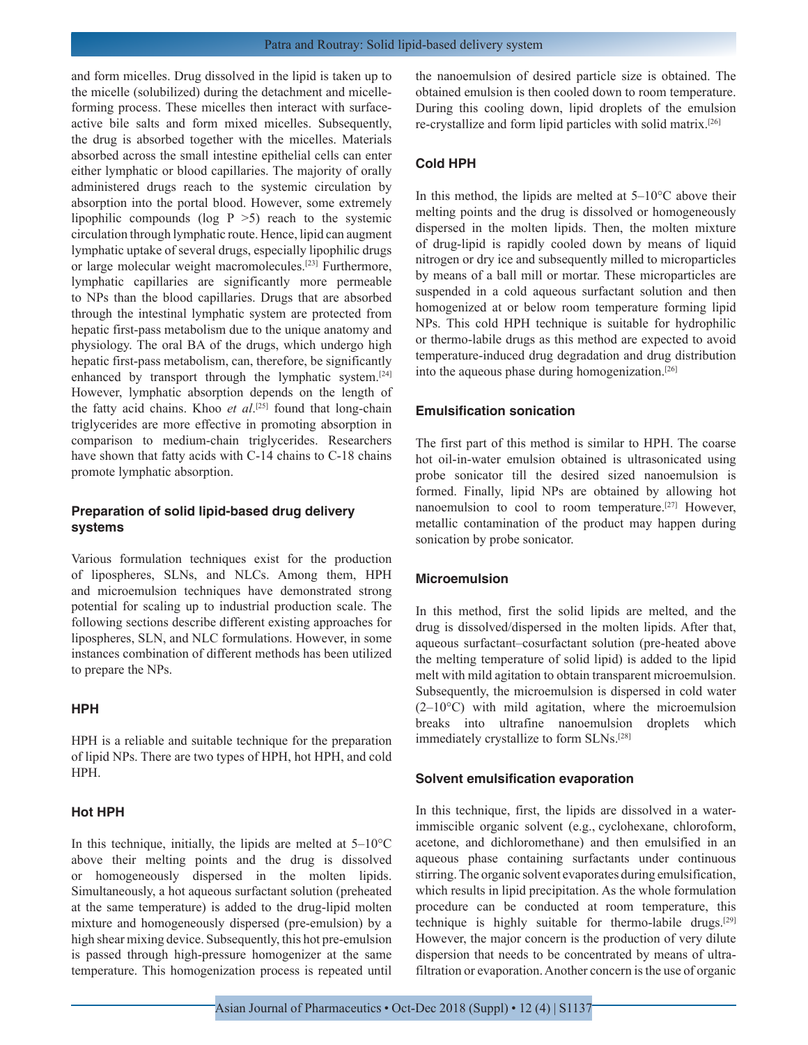and form micelles. Drug dissolved in the lipid is taken up to the micelle (solubilized) during the detachment and micelle-forming process. These micelles then interact with surface-active bile salts and form mixed micelles. Subsequently, the drug is absorbed together with the micelles. Materials absorbed across the small intestine epithelial cells can enter either lymphatic or blood capillaries. The majority of orally administered drugs reach to the systemic circulation by absorption into the portal blood. However, some extremely lipophilic compounds (log P >5) reach to the systemic circulation through lymphatic route. Hence, lipid can augment lymphatic uptake of several drugs, especially lipophilic drugs or large molecular weight macromolecules.[23] Furthermore, lymphatic capillaries are significantly more permeable to NPs than the blood capillaries. Drugs that are absorbed through the intestinal lymphatic system are protected from hepatic first-pass metabolism due to the unique anatomy and physiology. The oral BA of the drugs, which undergo high hepatic first-pass metabolism, can, therefore, be significantly enhanced by transport through the lymphatic system.[24] However, lymphatic absorption depends on the length of the fatty acid chains. Khoo *et al*.[25] found that long-chain triglycerides are more effective in promoting absorption in comparison to medium-chain triglycerides. Researchers have shown that fatty acids with C-14 chains to C-18 chains promote lymphatic absorption.

## Preparation of solid lipid-based drug delivery systems

Various formulation techniques exist for the production of lipospheres, SLNs, and NLCs. Among them, HPH and microemulsion techniques have demonstrated strong potential for scaling up to industrial production scale. The following sections describe different existing approaches for lipospheres, SLN, and NLC formulations. However, in some instances combination of different methods has been utilized to prepare the NPs.

### HPH

HPH is a reliable and suitable technique for the preparation of lipid NPs. There are two types of HPH, hot HPH, and cold HPH.

### Hot HPH

In this technique, initially, the lipids are melted at 5–10°C above their melting points and the drug is dissolved or homogeneously dispersed in the molten lipids. Simultaneously, a hot aqueous surfactant solution (preheated at the same temperature) is added to the drug-lipid molten mixture and homogeneously dispersed (pre-emulsion) by a high shear mixing device. Subsequently, this hot pre-emulsion is passed through high-pressure homogenizer at the same temperature. This homogenization process is repeated until the nanoemulsion of desired particle size is obtained. The obtained emulsion is then cooled down to room temperature. During this cooling down, lipid droplets of the emulsion re-crystallize and form lipid particles with solid matrix.[26]

### Cold HPH

In this method, the lipids are melted at 5–10°C above their melting points and the drug is dissolved or homogeneously dispersed in the molten lipids. Then, the molten mixture of drug-lipid is rapidly cooled down by means of liquid nitrogen or dry ice and subsequently milled to microparticles by means of a ball mill or mortar. These microparticles are suspended in a cold aqueous surfactant solution and then homogenized at or below room temperature forming lipid NPs. This cold HPH technique is suitable for hydrophilic or thermo-labile drugs as this method are expected to avoid temperature-induced drug degradation and drug distribution into the aqueous phase during homogenization.[26]

### Emulsification sonication

The first part of this method is similar to HPH. The coarse hot oil-in-water emulsion obtained is ultrasonicated using probe sonicator till the desired sized nanoemulsion is formed. Finally, lipid NPs are obtained by allowing hot nanoemulsion to cool to room temperature.[27] However, metallic contamination of the product may happen during sonication by probe sonicator.

### Microemulsion

In this method, first the solid lipids are melted, and the drug is dissolved/dispersed in the molten lipids. After that, aqueous surfactant–cosurfactant solution (pre-heated above the melting temperature of solid lipid) is added to the lipid melt with mild agitation to obtain transparent microemulsion. Subsequently, the microemulsion is dispersed in cold water (2–10°C) with mild agitation, where the microemulsion breaks into ultrafine nanoemulsion droplets which immediately crystallize to form SLNs.[28]

### Solvent emulsification evaporation

In this technique, first, the lipids are dissolved in a water-immiscible organic solvent (e.g., cyclohexane, chloroform, acetone, and dichloromethane) and then emulsified in an aqueous phase containing surfactants under continuous stirring. The organic solvent evaporates during emulsification, which results in lipid precipitation. As the whole formulation procedure can be conducted at room temperature, this technique is highly suitable for thermo-labile drugs.[29] However, the major concern is the production of very dilute dispersion that needs to be concentrated by means of ultra-filtration or evaporation. Another concern is the use of organic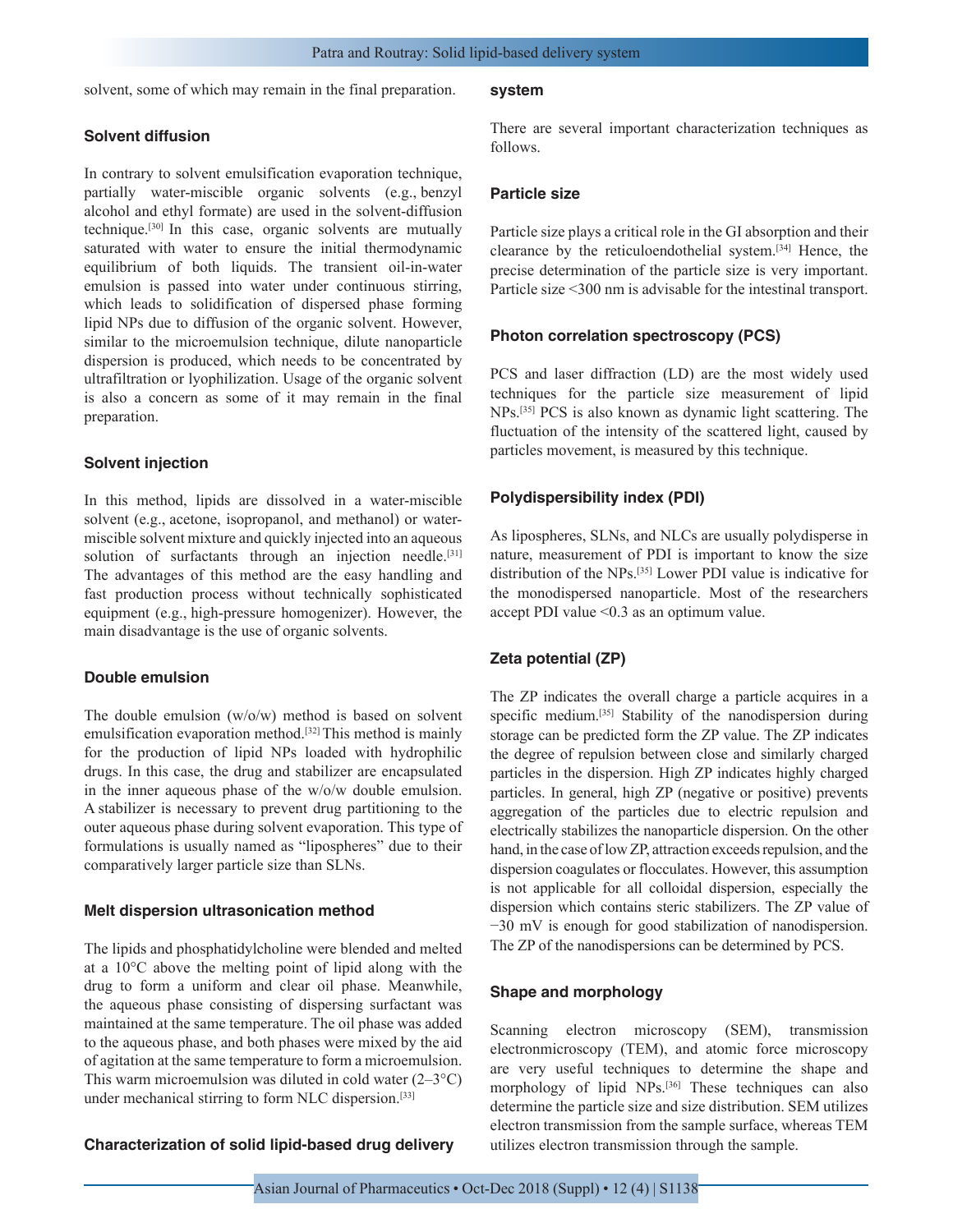solvent, some of which may remain in the final preparation.

### Solvent diffusion

In contrary to solvent emulsification evaporation technique, partially water-miscible organic solvents (e.g., benzyl alcohol and ethyl formate) are used in the solvent-diffusion technique.[30] In this case, organic solvents are mutually saturated with water to ensure the initial thermodynamic equilibrium of both liquids. The transient oil-in-water emulsion is passed into water under continuous stirring, which leads to solidification of dispersed phase forming lipid NPs due to diffusion of the organic solvent. However, similar to the microemulsion technique, dilute nanoparticle dispersion is produced, which needs to be concentrated by ultrafiltration or lyophilization. Usage of the organic solvent is also a concern as some of it may remain in the final preparation.

### Solvent injection

In this method, lipids are dissolved in a water-miscible solvent (e.g., acetone, isopropanol, and methanol) or water-miscible solvent mixture and quickly injected into an aqueous solution of surfactants through an injection needle.[31] The advantages of this method are the easy handling and fast production process without technically sophisticated equipment (e.g., high-pressure homogenizer). However, the main disadvantage is the use of organic solvents.

### Double emulsion

The double emulsion (w/o/w) method is based on solvent emulsification evaporation method.[32] This method is mainly for the production of lipid NPs loaded with hydrophilic drugs. In this case, the drug and stabilizer are encapsulated in the inner aqueous phase of the w/o/w double emulsion. A stabilizer is necessary to prevent drug partitioning to the outer aqueous phase during solvent evaporation. This type of formulations is usually named as "lipospheres" due to their comparatively larger particle size than SLNs.

### Melt dispersion ultrasonication method

The lipids and phosphatidylcholine were blended and melted at a 10°C above the melting point of lipid along with the drug to form a uniform and clear oil phase. Meanwhile, the aqueous phase consisting of dispersing surfactant was maintained at the same temperature. The oil phase was added to the aqueous phase, and both phases were mixed by the aid of agitation at the same temperature to form a microemulsion. This warm microemulsion was diluted in cold water (2–3°C) under mechanical stirring to form NLC dispersion.[33]

## Characterization of solid lipid-based drug delivery system

There are several important characterization techniques as follows.

### Particle size

Particle size plays a critical role in the GI absorption and their clearance by the reticuloendothelial system.[34] Hence, the precise determination of the particle size is very important. Particle size <300 nm is advisable for the intestinal transport.

### Photon correlation spectroscopy (PCS)

PCS and laser diffraction (LD) are the most widely used techniques for the particle size measurement of lipid NPs.[35] PCS is also known as dynamic light scattering. The fluctuation of the intensity of the scattered light, caused by particles movement, is measured by this technique.

### Polydispersibility index (PDI)

As lipospheres, SLNs, and NLCs are usually polydisperse in nature, measurement of PDI is important to know the size distribution of the NPs.[35] Lower PDI value is indicative for the monodispersed nanoparticle. Most of the researchers accept PDI value <0.3 as an optimum value.

### Zeta potential (ZP)

The ZP indicates the overall charge a particle acquires in a specific medium.[35] Stability of the nanodispersion during storage can be predicted form the ZP value. The ZP indicates the degree of repulsion between close and similarly charged particles in the dispersion. High ZP indicates highly charged particles. In general, high ZP (negative or positive) prevents aggregation of the particles due to electric repulsion and electrically stabilizes the nanoparticle dispersion. On the other hand, in the case of low ZP, attraction exceeds repulsion, and the dispersion coagulates or flocculates. However, this assumption is not applicable for all colloidal dispersion, especially the dispersion which contains steric stabilizers. The ZP value of −30 mV is enough for good stabilization of nanodispersion. The ZP of the nanodispersions can be determined by PCS.

### Shape and morphology

Scanning electron microscopy (SEM), transmission electronmicroscopy (TEM), and atomic force microscopy are very useful techniques to determine the shape and morphology of lipid NPs.[36] These techniques can also determine the particle size and size distribution. SEM utilizes electron transmission from the sample surface, whereas TEM utilizes electron transmission through the sample.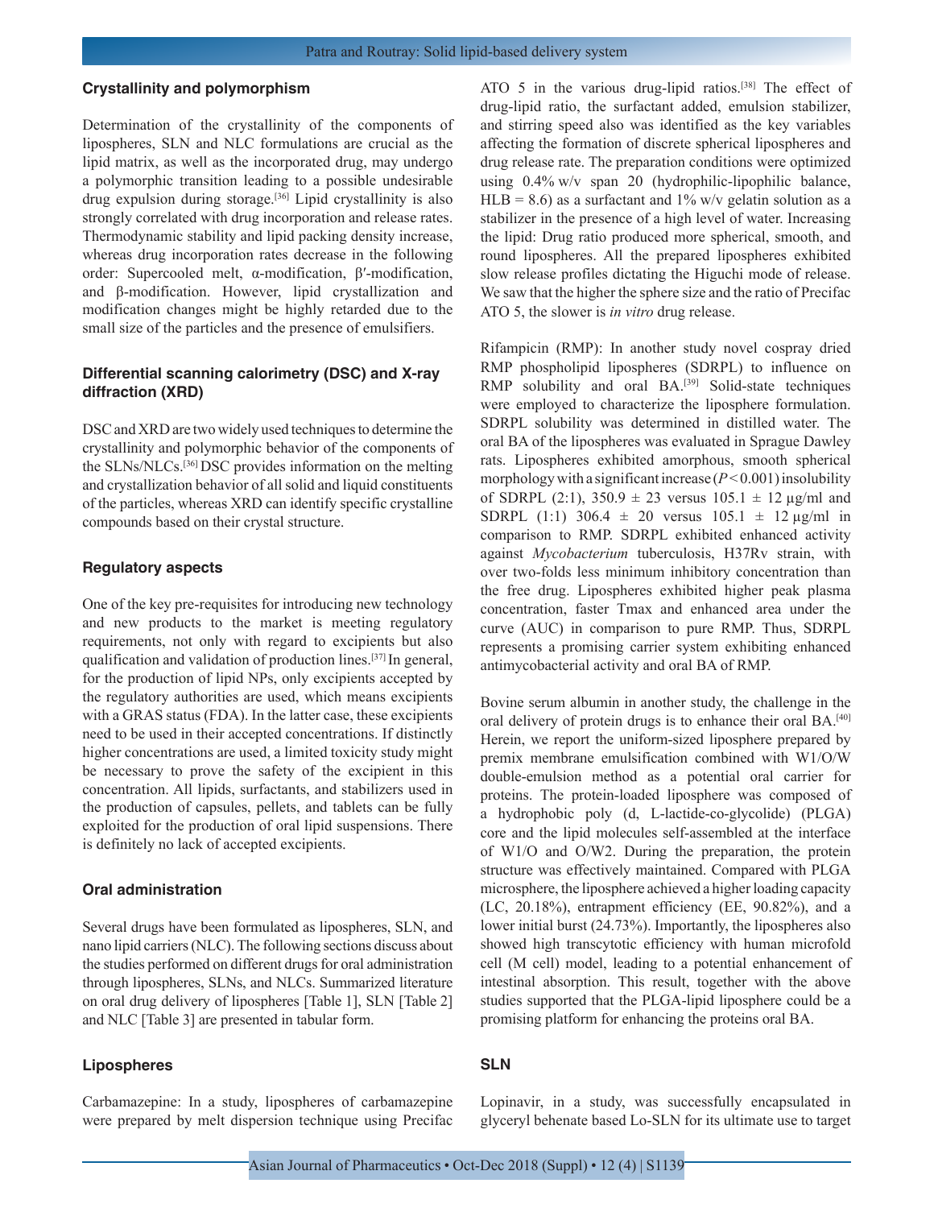### Crystallinity and polymorphism

Determination of the crystallinity of the components of lipospheres, SLN and NLC formulations are crucial as the lipid matrix, as well as the incorporated drug, may undergo a polymorphic transition leading to a possible undesirable drug expulsion during storage.[36] Lipid crystallinity is also strongly correlated with drug incorporation and release rates. Thermodynamic stability and lipid packing density increase, whereas drug incorporation rates decrease in the following order: Supercooled melt, α-modification, β′-modification, and β-modification. However, lipid crystallization and modification changes might be highly retarded due to the small size of the particles and the presence of emulsifiers.

### Differential scanning calorimetry (DSC) and X-ray diffraction (XRD)

DSC and XRD are two widely used techniques to determine the crystallinity and polymorphic behavior of the components of the SLNs/NLCs.[36] DSC provides information on the melting and crystallization behavior of all solid and liquid constituents of the particles, whereas XRD can identify specific crystalline compounds based on their crystal structure.

### Regulatory aspects

One of the key pre-requisites for introducing new technology and new products to the market is meeting regulatory requirements, not only with regard to excipients but also qualification and validation of production lines.[37] In general, for the production of lipid NPs, only excipients accepted by the regulatory authorities are used, which means excipients with a GRAS status (FDA). In the latter case, these excipients need to be used in their accepted concentrations. If distinctly higher concentrations are used, a limited toxicity study might be necessary to prove the safety of the excipient in this concentration. All lipids, surfactants, and stabilizers used in the production of capsules, pellets, and tablets can be fully exploited for the production of oral lipid suspensions. There is definitely no lack of accepted excipients.

### Oral administration

Several drugs have been formulated as lipospheres, SLN, and nano lipid carriers (NLC). The following sections discuss about the studies performed on different drugs for oral administration through lipospheres, SLNs, and NLCs. Summarized literature on oral drug delivery of lipospheres [Table 1], SLN [Table 2] and NLC [Table 3] are presented in tabular form.

### Lipospheres

Carbamazepine: In a study, lipospheres of carbamazepine were prepared by melt dispersion technique using Precifac ATO 5 in the various drug-lipid ratios.[38] The effect of drug-lipid ratio, the surfactant added, emulsion stabilizer, and stirring speed also was identified as the key variables affecting the formation of discrete spherical lipospheres and drug release rate. The preparation conditions were optimized using 0.4% w/v span 20 (hydrophilic-lipophilic balance, HLB = 8.6) as a surfactant and 1% w/v gelatin solution as a stabilizer in the presence of a high level of water. Increasing the lipid: Drug ratio produced more spherical, smooth, and round lipospheres. All the prepared lipospheres exhibited slow release profiles dictating the Higuchi mode of release. We saw that the higher the sphere size and the ratio of Precifac ATO 5, the slower is *in vitro* drug release.

Rifampicin (RMP): In another study novel cospray dried RMP phospholipid lipospheres (SDRPL) to influence on RMP solubility and oral BA.[39] Solid-state techniques were employed to characterize the liposphere formulation. SDRPL solubility was determined in distilled water. The oral BA of the lipospheres was evaluated in Sprague Dawley rats. Lipospheres exhibited amorphous, smooth spherical morphology with a significant increase ($P < 0.001$) insolubility of SDRPL (2:1), 350.9 ± 23 versus 105.1 ± 12 µg/ml and SDRPL (1:1) 306.4 ± 20 versus 105.1 ± 12 µg/ml in comparison to RMP. SDRPL exhibited enhanced activity against *Mycobacterium* tuberculosis, H37Rv strain, with over two-folds less minimum inhibitory concentration than the free drug. Lipospheres exhibited higher peak plasma concentration, faster Tmax and enhanced area under the curve (AUC) in comparison to pure RMP. Thus, SDRPL represents a promising carrier system exhibiting enhanced antimycobacterial activity and oral BA of RMP.

Bovine serum albumin in another study, the challenge in the oral delivery of protein drugs is to enhance their oral BA.[40] Herein, we report the uniform-sized liposphere prepared by premix membrane emulsification combined with W1/O/W double-emulsion method as a potential oral carrier for proteins. The protein-loaded liposphere was composed of a hydrophobic poly (d, L-lactide-co-glycolide) (PLGA) core and the lipid molecules self-assembled at the interface of W1/O and O/W2. During the preparation, the protein structure was effectively maintained. Compared with PLGA microsphere, the liposphere achieved a higher loading capacity (LC, 20.18%), entrapment efficiency (EE, 90.82%), and a lower initial burst (24.73%). Importantly, the lipospheres also showed high transcytotic efficiency with human microfold cell (M cell) model, leading to a potential enhancement of intestinal absorption. This result, together with the above studies supported that the PLGA-lipid liposphere could be a promising platform for enhancing the proteins oral BA.

### SLN

Lopinavir, in a study, was successfully encapsulated in glyceryl behenate based Lo-SLN for its ultimate use to target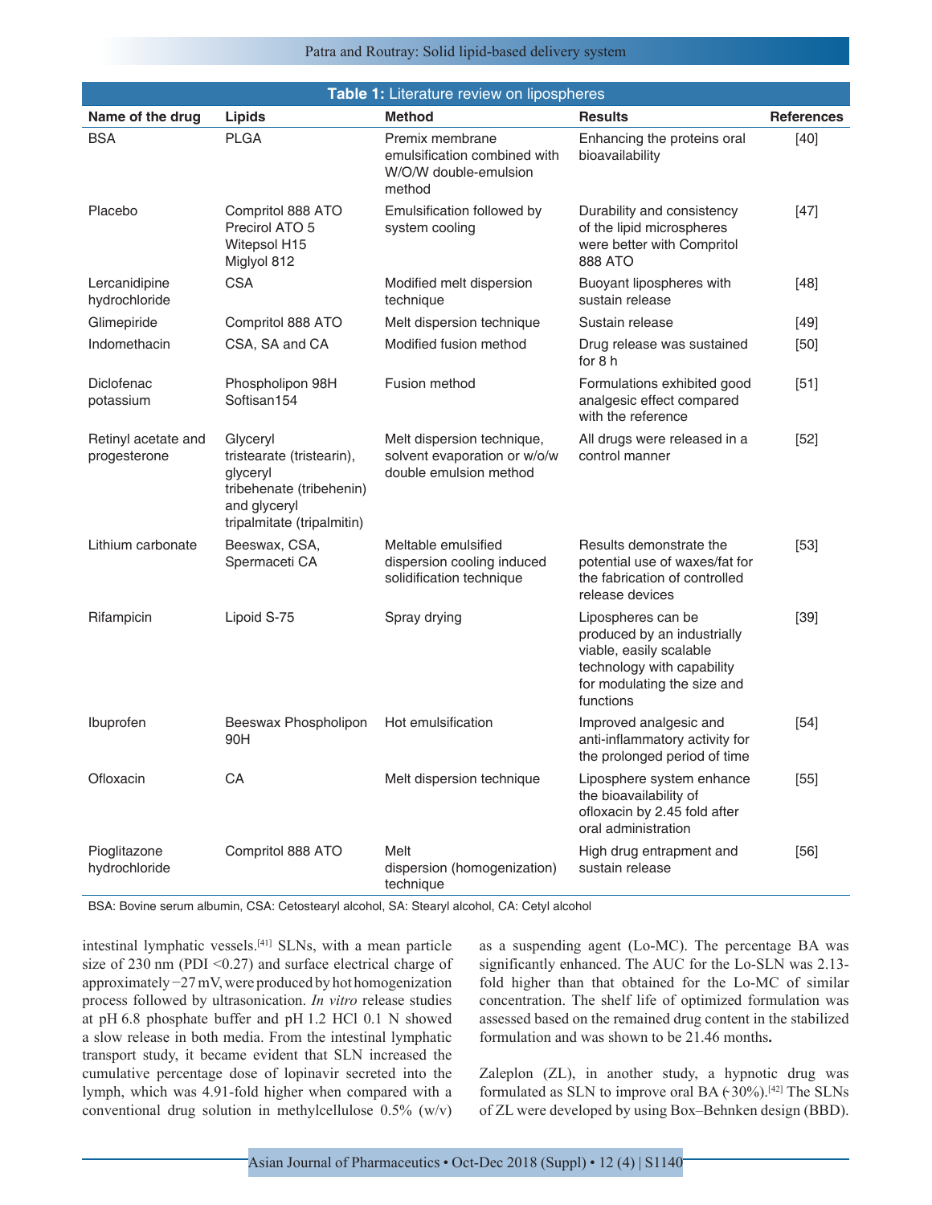**Table 1:** Literature review on lipospheres

| Name of the drug | Lipids | Method | Results | References |
|---|---|---|---|---|
| BSA | PLGA | Premix membrane emulsification combined with W/O/W double-emulsion method | Enhancing the proteins oral bioavailability | [40] |
| Placebo | Compritol 888 ATO Precirol ATO 5 Witepsol H15 Miglyol 812 | Emulsification followed by system cooling | Durability and consistency of the lipid microspheres were better with Compritol 888 ATO | [47] |
| Lercanidipine hydrochloride | CSA | Modified melt dispersion technique | Buoyant lipospheres with sustain release | [48] |
| Glimepiride | Compritol 888 ATO | Melt dispersion technique | Sustain release | [49] |
| Indomethacin | CSA, SA and CA | Modified fusion method | Drug release was sustained for 8 h | [50] |
| Diclofenac potassium | Phospholipon 98H Softisan154 | Fusion method | Formulations exhibited good analgesic effect compared with the reference | [51] |
| Retinyl acetate and progesterone | Glyceryl tristearate (tristearin), glyceryl tribehenate (tribehenin) and glyceryl tripalmitate (tripalmitin) | Melt dispersion technique, solvent evaporation or w/o/w double emulsion method | All drugs were released in a control manner | [52] |
| Lithium carbonate | Beeswax, CSA, Spermaceti CA | Meltable emulsified dispersion cooling induced solidification technique | Results demonstrate the potential use of waxes/fat for the fabrication of controlled release devices | [53] |
| Rifampicin | Lipoid S-75 | Spray drying | Lipospheres can be produced by an industrially viable, easily scalable technology with capability for modulating the size and functions | [39] |
| Ibuprofen | Beeswax Phospholipon 90H | Hot emulsification | Improved analgesic and anti-inflammatory activity for the prolonged period of time | [54] |
| Ofloxacin | CA | Melt dispersion technique | Liposphere system enhance the bioavailability of ofloxacin by 2.45 fold after oral administration | [55] |
| Pioglitazone hydrochloride | Compritol 888 ATO | Melt dispersion (homogenization) technique | High drug entrapment and sustain release | [56] |

BSA: Bovine serum albumin, CSA: Cetostearyl alcohol, SA: Stearyl alcohol, CA: Cetyl alcohol

intestinal lymphatic vessels.[41] SLNs, with a mean particle size of 230 nm (PDI <0.27) and surface electrical charge of approximately −27 mV, were produced by hot homogenization process followed by ultrasonication. *In vitro* release studies at pH 6.8 phosphate buffer and pH 1.2 HCl 0.1 N showed a slow release in both media. From the intestinal lymphatic transport study, it became evident that SLN increased the cumulative percentage dose of lopinavir secreted into the lymph, which was 4.91-fold higher when compared with a conventional drug solution in methylcellulose 0.5% (w/v) as a suspending agent (Lo-MC). The percentage BA was significantly enhanced. The AUC for the Lo-SLN was 2.13-fold higher than that obtained for the Lo-MC of similar concentration. The shelf life of optimized formulation was assessed based on the remained drug content in the stabilized formulation and was shown to be 21.46 months.

Zaleplon (ZL), in another study, a hypnotic drug was formulated as SLN to improve oral BA (~30%).[42] The SLNs of ZL were developed by using Box–Behnken design (BBD).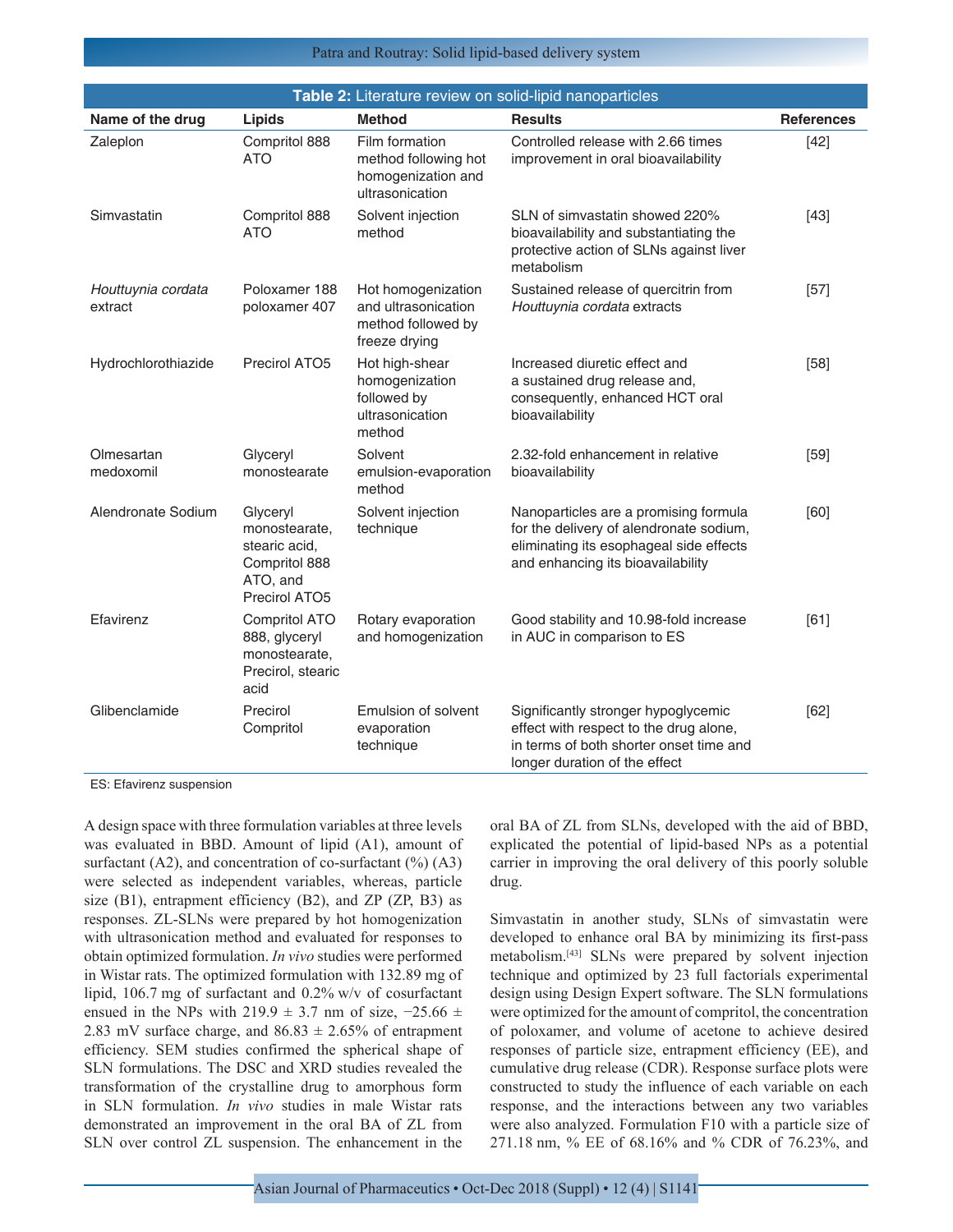**Table 2:** Literature review on solid-lipid nanoparticles

| Name of the drug | Lipids | Method | Results | References |
|---|---|---|---|---|
| Zaleplon | Compritol 888 ATO | Film formation method following hot homogenization and ultrasonication | Controlled release with 2.66 times improvement in oral bioavailability | [42] |
| Simvastatin | Compritol 888 ATO | Solvent injection method | SLN of simvastatin showed 220% bioavailability and substantiating the protective action of SLNs against liver metabolism | [43] |
| *Houttuynia cordata* extract | Poloxamer 188 poloxamer 407 | Hot homogenization and ultrasonication method followed by freeze drying | Sustained release of quercitrin from *Houttuynia cordata* extracts | [57] |
| Hydrochlorothiazide | Precirol ATO5 | Hot high-shear homogenization followed by ultrasonication method | Increased diuretic effect and a sustained drug release and, consequently, enhanced HCT oral bioavailability | [58] |
| Olmesartan medoxomil | Glyceryl monostearate | Solvent emulsion-evaporation method | 2.32-fold enhancement in relative bioavailability | [59] |
| Alendronate Sodium | Glyceryl monostearate, stearic acid, Compritol 888 ATO, and Precirol ATO5 | Solvent injection technique | Nanoparticles are a promising formula for the delivery of alendronate sodium, eliminating its esophageal side effects and enhancing its bioavailability | [60] |
| Efavirenz | Compritol ATO 888, glyceryl monostearate, Precirol, stearic acid | Rotary evaporation and homogenization | Good stability and 10.98-fold increase in AUC in comparison to ES | [61] |
| Glibenclamide | Precirol Compritol | Emulsion of solvent evaporation technique | Significantly stronger hypoglycemic effect with respect to the drug alone, in terms of both shorter onset time and longer duration of the effect | [62] |

ES: Efavirenz suspension

A design space with three formulation variables at three levels was evaluated in BBD. Amount of lipid (A1), amount of surfactant (A2), and concentration of co-surfactant (%) (A3) were selected as independent variables, whereas, particle size (B1), entrapment efficiency (B2), and ZP (ZP, B3) as responses. ZL-SLNs were prepared by hot homogenization with ultrasonication method and evaluated for responses to obtain optimized formulation. *In vivo* studies were performed in Wistar rats. The optimized formulation with 132.89 mg of lipid, 106.7 mg of surfactant and 0.2% w/v of cosurfactant ensued in the NPs with 219.9 ± 3.7 nm of size, −25.66 ± 2.83 mV surface charge, and 86.83 ± 2.65% of entrapment efficiency. SEM studies confirmed the spherical shape of SLN formulations. The DSC and XRD studies revealed the transformation of the crystalline drug to amorphous form in SLN formulation. *In vivo* studies in male Wistar rats demonstrated an improvement in the oral BA of ZL from SLN over control ZL suspension. The enhancement in the oral BA of ZL from SLNs, developed with the aid of BBD, explicated the potential of lipid-based NPs as a potential carrier in improving the oral delivery of this poorly soluble drug.

Simvastatin in another study, SLNs of simvastatin were developed to enhance oral BA by minimizing its first-pass metabolism.[43] SLNs were prepared by solvent injection technique and optimized by 23 full factorials experimental design using Design Expert software. The SLN formulations were optimized for the amount of compritol, the concentration of poloxamer, and volume of acetone to achieve desired responses of particle size, entrapment efficiency (EE), and cumulative drug release (CDR). Response surface plots were constructed to study the influence of each variable on each response, and the interactions between any two variables were also analyzed. Formulation F10 with a particle size of 271.18 nm, % EE of 68.16% and % CDR of 76.23%, and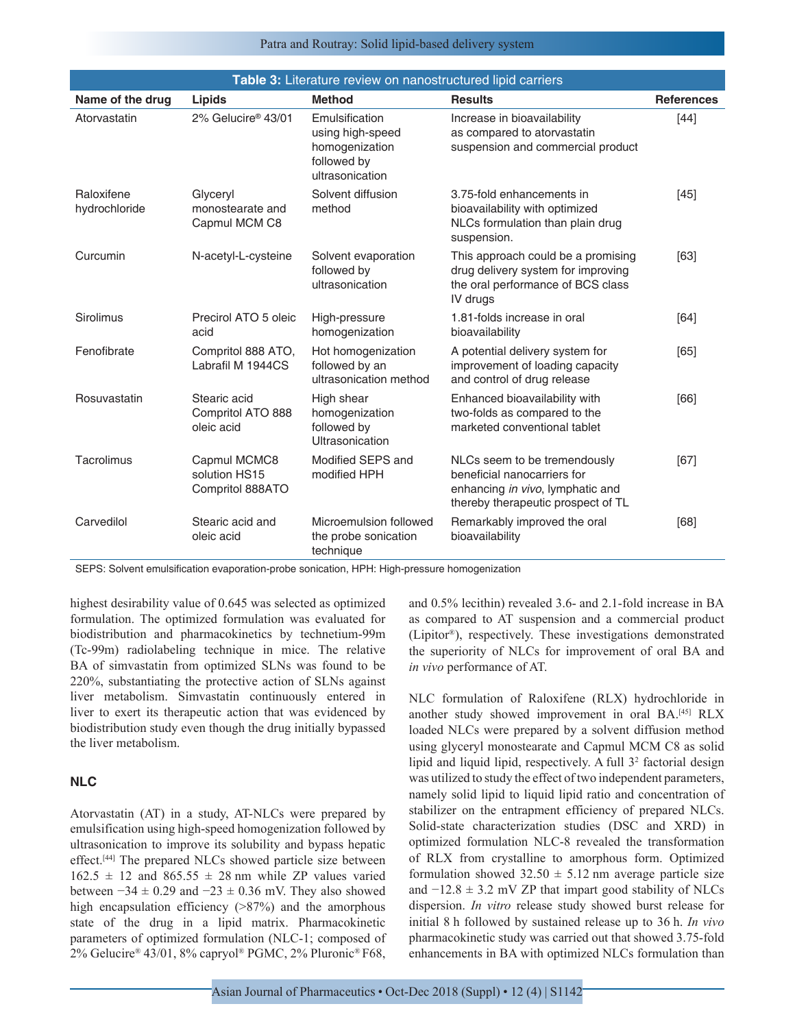**Table 3:** Literature review on nanostructured lipid carriers

| Name of the drug | Lipids | Method | Results | References |
|---|---|---|---|---|
| Atorvastatin | 2% Gelucire® 43/01 | Emulsification using high-speed homogenization followed by ultrasonication | Increase in bioavailability as compared to atorvastatin suspension and commercial product | [44] |
| Raloxifene hydrochloride | Glyceryl monostearate and Capmul MCM C8 | Solvent diffusion method | 3.75-fold enhancements in bioavailability with optimized NLCs formulation than plain drug suspension. | [45] |
| Curcumin | N-acetyl-L-cysteine | Solvent evaporation followed by ultrasonication | This approach could be a promising drug delivery system for improving the oral performance of BCS class IV drugs | [63] |
| Sirolimus | Precirol ATO 5 oleic acid | High-pressure homogenization | 1.81-folds increase in oral bioavailability | [64] |
| Fenofibrate | Compritol 888 ATO, Labrafil M 1944CS | Hot homogenization followed by an ultrasonication method | A potential delivery system for improvement of loading capacity and control of drug release | [65] |
| Rosuvastatin | Stearic acid Compritol ATO 888 oleic acid | High shear homogenization followed by Ultrasonication | Enhanced bioavailability with two-folds as compared to the marketed conventional tablet | [66] |
| Tacrolimus | Capmul MCMC8 solution HS15 Compritol 888ATO | Modified SEPS and modified HPH | NLCs seem to be tremendously beneficial nanocarriers for enhancing *in vivo*, lymphatic and thereby therapeutic prospect of TL | [67] |
| Carvedilol | Stearic acid and oleic acid | Microemulsion followed the probe sonication technique | Remarkably improved the oral bioavailability | [68] |

SEPS: Solvent emulsification evaporation-probe sonication, HPH: High-pressure homogenization

highest desirability value of 0.645 was selected as optimized formulation. The optimized formulation was evaluated for biodistribution and pharmacokinetics by technetium-99m (Tc-99m) radiolabeling technique in mice. The relative BA of simvastatin from optimized SLNs was found to be 220%, substantiating the protective action of SLNs against liver metabolism. Simvastatin continuously entered in liver to exert its therapeutic action that was evidenced by biodistribution study even though the drug initially bypassed the liver metabolism.

## NLC

Atorvastatin (AT) in a study, AT-NLCs were prepared by emulsification using high-speed homogenization followed by ultrasonication to improve its solubility and bypass hepatic effect.[44] The prepared NLCs showed particle size between 162.5 ± 12 and 865.55 ± 28 nm while ZP values varied between −34 ± 0.29 and −23 ± 0.36 mV. They also showed high encapsulation efficiency (>87%) and the amorphous state of the drug in a lipid matrix. Pharmacokinetic parameters of optimized formulation (NLC-1; composed of 2% Gelucire® 43/01, 8% capryol® PGMC, 2% Pluronic® F68, and 0.5% lecithin) revealed 3.6- and 2.1-fold increase in BA as compared to AT suspension and a commercial product (Lipitor®), respectively. These investigations demonstrated the superiority of NLCs for improvement of oral BA and *in vivo* performance of AT.

NLC formulation of Raloxifene (RLX) hydrochloride in another study showed improvement in oral BA.[45] RLX loaded NLCs were prepared by a solvent diffusion method using glyceryl monostearate and Capmul MCM C8 as solid lipid and liquid lipid, respectively. A full $3^2$ factorial design was utilized to study the effect of two independent parameters, namely solid lipid to liquid lipid ratio and concentration of stabilizer on the entrapment efficiency of prepared NLCs. Solid-state characterization studies (DSC and XRD) in optimized formulation NLC-8 revealed the transformation of RLX from crystalline to amorphous form. Optimized formulation showed 32.50 ± 5.12 nm average particle size and −12.8 ± 3.2 mV ZP that impart good stability of NLCs dispersion. *In vitro* release study showed burst release for initial 8 h followed by sustained release up to 36 h. *In vivo* pharmacokinetic study was carried out that showed 3.75-fold enhancements in BA with optimized NLCs formulation than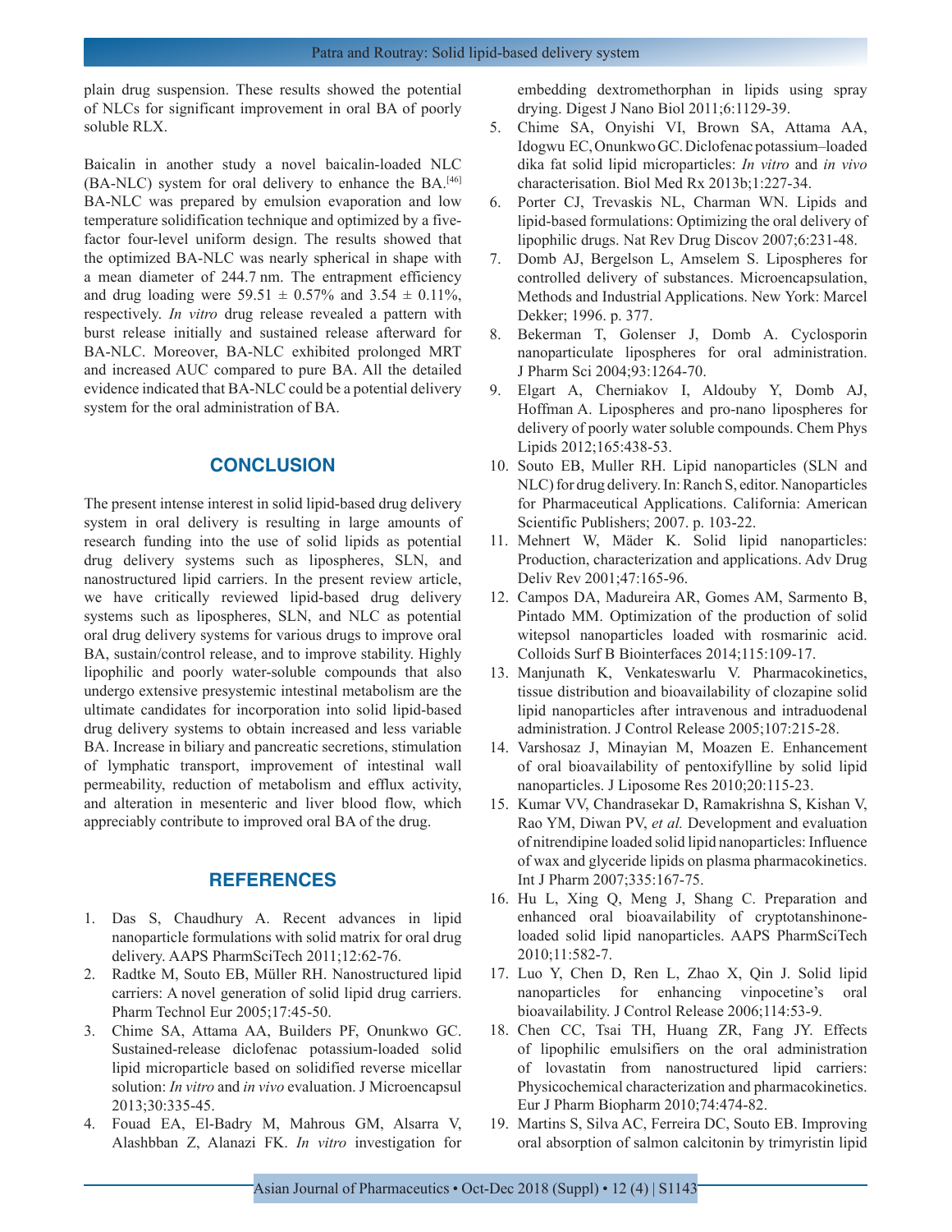plain drug suspension. These results showed the potential of NLCs for significant improvement in oral BA of poorly soluble RLX.

Baicalin in another study a novel baicalin-loaded NLC (BA-NLC) system for oral delivery to enhance the BA.[46] BA-NLC was prepared by emulsion evaporation and low temperature solidification technique and optimized by a five-factor four-level uniform design. The results showed that the optimized BA-NLC was nearly spherical in shape with a mean diameter of 244.7 nm. The entrapment efficiency and drug loading were 59.51 ± 0.57% and 3.54 ± 0.11%, respectively. *In vitro* drug release revealed a pattern with burst release initially and sustained release afterward for BA-NLC. Moreover, BA-NLC exhibited prolonged MRT and increased AUC compared to pure BA. All the detailed evidence indicated that BA-NLC could be a potential delivery system for the oral administration of BA.

## CONCLUSION

The present intense interest in solid lipid-based drug delivery system in oral delivery is resulting in large amounts of research funding into the use of solid lipids as potential drug delivery systems such as lipospheres, SLN, and nanostructured lipid carriers. In the present review article, we have critically reviewed lipid-based drug delivery systems such as lipospheres, SLN, and NLC as potential oral drug delivery systems for various drugs to improve oral BA, sustain/control release, and to improve stability. Highly lipophilic and poorly water-soluble compounds that also undergo extensive presystemic intestinal metabolism are the ultimate candidates for incorporation into solid lipid-based drug delivery systems to obtain increased and less variable BA. Increase in biliary and pancreatic secretions, stimulation of lymphatic transport, improvement of intestinal wall permeability, reduction of metabolism and efflux activity, and alteration in mesenteric and liver blood flow, which appreciably contribute to improved oral BA of the drug.

## REFERENCES

1. Das S, Chaudhury A. Recent advances in lipid nanoparticle formulations with solid matrix for oral drug delivery. AAPS PharmSciTech 2011;12:62-76.
2. Radtke M, Souto EB, Müller RH. Nanostructured lipid carriers: A novel generation of solid lipid drug carriers. Pharm Technol Eur 2005;17:45-50.
3. Chime SA, Attama AA, Builders PF, Onunkwo GC. Sustained-release diclofenac potassium-loaded solid lipid microparticle based on solidified reverse micellar solution: *In vitro* and *in vivo* evaluation. J Microencapsul 2013;30:335-45.
4. Fouad EA, El-Badry M, Mahrous GM, Alsarra V, Alashbban Z, Alanazi FK. *In vitro* investigation for embedding dextromethorphan in lipids using spray drying. Digest J Nano Biol 2011;6:1129-39.
5. Chime SA, Onyishi VI, Brown SA, Attama AA, Idogwu EC, Onunkwo GC. Diclofenac potassium–loaded dika fat solid lipid microparticles: *In vitro* and *in vivo* characterisation. Biol Med Rx 2013b;1:227-34.
6. Porter CJ, Trevaskis NL, Charman WN. Lipids and lipid-based formulations: Optimizing the oral delivery of lipophilic drugs. Nat Rev Drug Discov 2007;6:231-48.
7. Domb AJ, Bergelson L, Amselem S. Lipospheres for controlled delivery of substances. Microencapsulation, Methods and Industrial Applications. New York: Marcel Dekker; 1996. p. 377.
8. Bekerman T, Golenser J, Domb A. Cyclosporin nanoparticulate lipospheres for oral administration. J Pharm Sci 2004;93:1264-70.
9. Elgart A, Cherniakov I, Aldouby Y, Domb AJ, Hoffman A. Lipospheres and pro-nano lipospheres for delivery of poorly water soluble compounds. Chem Phys Lipids 2012;165:438-53.
10. Souto EB, Muller RH. Lipid nanoparticles (SLN and NLC) for drug delivery. In: Ranch S, editor. Nanoparticles for Pharmaceutical Applications. California: American Scientific Publishers; 2007. p. 103-22.
11. Mehnert W, Mäder K. Solid lipid nanoparticles: Production, characterization and applications. Adv Drug Deliv Rev 2001;47:165-96.
12. Campos DA, Madureira AR, Gomes AM, Sarmento B, Pintado MM. Optimization of the production of solid witepsol nanoparticles loaded with rosmarinic acid. Colloids Surf B Biointerfaces 2014;115:109-17.
13. Manjunath K, Venkateswarlu V. Pharmacokinetics, tissue distribution and bioavailability of clozapine solid lipid nanoparticles after intravenous and intraduodenal administration. J Control Release 2005;107:215-28.
14. Varshosaz J, Minayian M, Moazen E. Enhancement of oral bioavailability of pentoxifylline by solid lipid nanoparticles. J Liposome Res 2010;20:115-23.
15. Kumar VV, Chandrasekar D, Ramakrishna S, Kishan V, Rao YM, Diwan PV, *et al.* Development and evaluation of nitrendipine loaded solid lipid nanoparticles: Influence of wax and glyceride lipids on plasma pharmacokinetics. Int J Pharm 2007;335:167-75.
16. Hu L, Xing Q, Meng J, Shang C. Preparation and enhanced oral bioavailability of cryptotanshinone-loaded solid lipid nanoparticles. AAPS PharmSciTech 2010;11:582-7.
17. Luo Y, Chen D, Ren L, Zhao X, Qin J. Solid lipid nanoparticles for enhancing vinpocetine's oral bioavailability. J Control Release 2006;114:53-9.
18. Chen CC, Tsai TH, Huang ZR, Fang JY. Effects of lipophilic emulsifiers on the oral administration of lovastatin from nanostructured lipid carriers: Physicochemical characterization and pharmacokinetics. Eur J Pharm Biopharm 2010;74:474-82.
19. Martins S, Silva AC, Ferreira DC, Souto EB. Improving oral absorption of salmon calcitonin by trimyristin lipid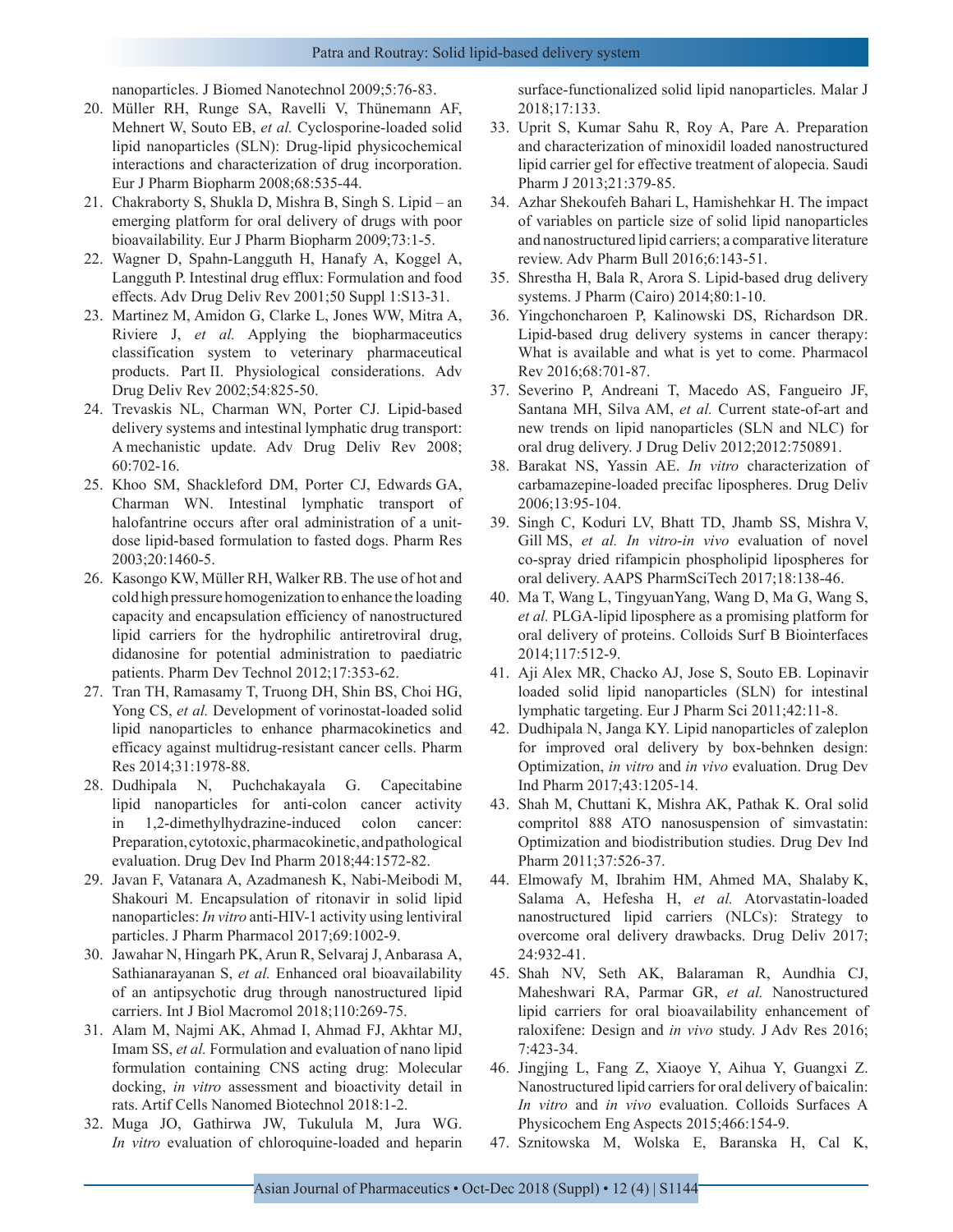nanoparticles. J Biomed Nanotechnol 2009;5:76-83.

20. Müller RH, Runge SA, Ravelli V, Thünemann AF, Mehnert W, Souto EB, *et al.* Cyclosporine-loaded solid lipid nanoparticles (SLN): Drug-lipid physicochemical interactions and characterization of drug incorporation. Eur J Pharm Biopharm 2008;68:535-44.
21. Chakraborty S, Shukla D, Mishra B, Singh S. Lipid – an emerging platform for oral delivery of drugs with poor bioavailability. Eur J Pharm Biopharm 2009;73:1-5.
22. Wagner D, Spahn-Langguth H, Hanafy A, Koggel A, Langguth P. Intestinal drug efflux: Formulation and food effects. Adv Drug Deliv Rev 2001;50 Suppl 1:S13-31.
23. Martinez M, Amidon G, Clarke L, Jones WW, Mitra A, Riviere J, *et al.* Applying the biopharmaceutics classification system to veterinary pharmaceutical products. Part II. Physiological considerations. Adv Drug Deliv Rev 2002;54:825-50.
24. Trevaskis NL, Charman WN, Porter CJ. Lipid-based delivery systems and intestinal lymphatic drug transport: A mechanistic update. Adv Drug Deliv Rev 2008; 60:702-16.
25. Khoo SM, Shackleford DM, Porter CJ, Edwards GA, Charman WN. Intestinal lymphatic transport of halofantrine occurs after oral administration of a unit-dose lipid-based formulation to fasted dogs. Pharm Res 2003;20:1460-5.
26. Kasongo KW, Müller RH, Walker RB. The use of hot and cold high pressure homogenization to enhance the loading capacity and encapsulation efficiency of nanostructured lipid carriers for the hydrophilic antiretroviral drug, didanosine for potential administration to paediatric patients. Pharm Dev Technol 2012;17:353-62.
27. Tran TH, Ramasamy T, Truong DH, Shin BS, Choi HG, Yong CS, *et al.* Development of vorinostat-loaded solid lipid nanoparticles to enhance pharmacokinetics and efficacy against multidrug-resistant cancer cells. Pharm Res 2014;31:1978-88.
28. Dudhipala N, Puchchakayala G. Capecitabine lipid nanoparticles for anti-colon cancer activity in 1,2-dimethylhydrazine-induced colon cancer: Preparation, cytotoxic, pharmacokinetic, and pathological evaluation. Drug Dev Ind Pharm 2018;44:1572-82.
29. Javan F, Vatanara A, Azadmanesh K, Nabi-Meibodi M, Shakouri M. Encapsulation of ritonavir in solid lipid nanoparticles: *In vitro* anti-HIV-1 activity using lentiviral particles. J Pharm Pharmacol 2017;69:1002-9.
30. Jawahar N, Hingarh PK, Arun R, Selvaraj J, Anbarasa A, Sathianarayanan S, *et al.* Enhanced oral bioavailability of an antipsychotic drug through nanostructured lipid carriers. Int J Biol Macromol 2018;110:269-75.
31. Alam M, Najmi AK, Ahmad I, Ahmad FJ, Akhtar MJ, Imam SS, *et al.* Formulation and evaluation of nano lipid formulation containing CNS acting drug: Molecular docking, *in vitro* assessment and bioactivity detail in rats. Artif Cells Nanomed Biotechnol 2018:1-2.
32. Muga JO, Gathirwa JW, Tukulula M, Jura WG. *In vitro* evaluation of chloroquine-loaded and heparin surface-functionalized solid lipid nanoparticles. Malar J 2018;17:133.
33. Uprit S, Kumar Sahu R, Roy A, Pare A. Preparation and characterization of minoxidil loaded nanostructured lipid carrier gel for effective treatment of alopecia. Saudi Pharm J 2013;21:379-85.
34. Azhar Shekoufeh Bahari L, Hamishehkar H. The impact of variables on particle size of solid lipid nanoparticles and nanostructured lipid carriers; a comparative literature review. Adv Pharm Bull 2016;6:143-51.
35. Shrestha H, Bala R, Arora S. Lipid-based drug delivery systems. J Pharm (Cairo) 2014;80:1-10.
36. Yingchoncharoen P, Kalinowski DS, Richardson DR. Lipid-based drug delivery systems in cancer therapy: What is available and what is yet to come. Pharmacol Rev 2016;68:701-87.
37. Severino P, Andreani T, Macedo AS, Fangueiro JF, Santana MH, Silva AM, *et al.* Current state-of-art and new trends on lipid nanoparticles (SLN and NLC) for oral drug delivery. J Drug Deliv 2012;2012:750891.
38. Barakat NS, Yassin AE. *In vitro* characterization of carbamazepine-loaded precifac lipospheres. Drug Deliv 2006;13:95-104.
39. Singh C, Koduri LV, Bhatt TD, Jhamb SS, Mishra V, Gill MS, *et al. In vitro-in vivo* evaluation of novel co-spray dried rifampicin phospholipid lipospheres for oral delivery. AAPS PharmSciTech 2017;18:138-46.
40. Ma T, Wang L, TingyuanYang, Wang D, Ma G, Wang S, *et al.* PLGA-lipid liposphere as a promising platform for oral delivery of proteins. Colloids Surf B Biointerfaces 2014;117:512-9.
41. Aji Alex MR, Chacko AJ, Jose S, Souto EB. Lopinavir loaded solid lipid nanoparticles (SLN) for intestinal lymphatic targeting. Eur J Pharm Sci 2011;42:11-8.
42. Dudhipala N, Janga KY. Lipid nanoparticles of zaleplon for improved oral delivery by box-behnken design: Optimization, *in vitro* and *in vivo* evaluation. Drug Dev Ind Pharm 2017;43:1205-14.
43. Shah M, Chuttani K, Mishra AK, Pathak K. Oral solid compritol 888 ATO nanosuspension of simvastatin: Optimization and biodistribution studies. Drug Dev Ind Pharm 2011;37:526-37.
44. Elmowafy M, Ibrahim HM, Ahmed MA, Shalaby K, Salama A, Hefesha H, *et al.* Atorvastatin-loaded nanostructured lipid carriers (NLCs): Strategy to overcome oral delivery drawbacks. Drug Deliv 2017; 24:932-41.
45. Shah NV, Seth AK, Balaraman R, Aundhia CJ, Maheshwari RA, Parmar GR, *et al.* Nanostructured lipid carriers for oral bioavailability enhancement of raloxifene: Design and *in vivo* study. J Adv Res 2016; 7:423-34.
46. Jingjing L, Fang Z, Xiaoye Y, Aihua Y, Guangxi Z. Nanostructured lipid carriers for oral delivery of baicalin: *In vitro* and *in vivo* evaluation. Colloids Surfaces A Physicochem Eng Aspects 2015;466:154-9.
47. Sznitowska M, Wolska E, Baranska H, Cal K,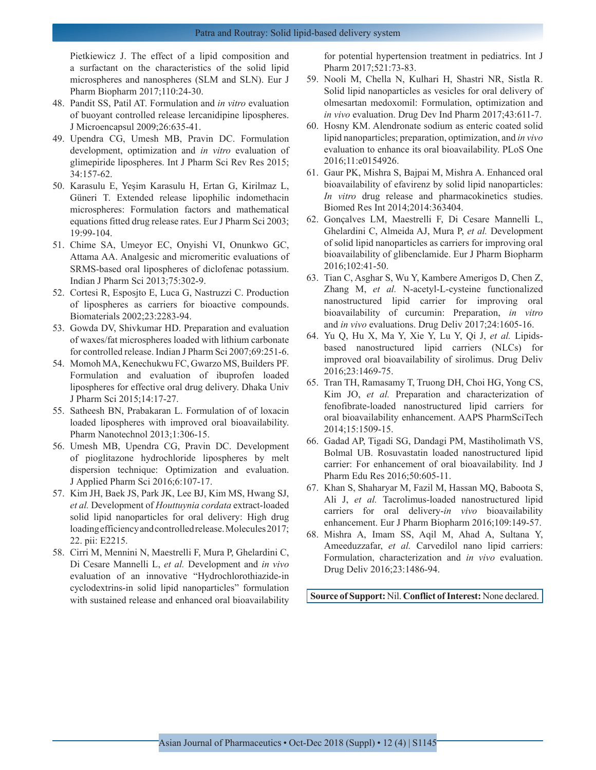Pietkiewicz J. The effect of a lipid composition and a surfactant on the characteristics of the solid lipid microspheres and nanospheres (SLM and SLN). Eur J Pharm Biopharm 2017;110:24-30.

48. Pandit SS, Patil AT. Formulation and *in vitro* evaluation of buoyant controlled release lercanidipine lipospheres. J Microencapsul 2009;26:635-41.
49. Upendra CG, Umesh MB, Pravin DC. Formulation development, optimization and *in vitro* evaluation of glimepiride lipospheres. Int J Pharm Sci Rev Res 2015; 34:157-62.
50. Karasulu E, Yeşim Karasulu H, Ertan G, Kirilmaz L, Güneri T. Extended release lipophilic indomethacin microspheres: Formulation factors and mathematical equations fitted drug release rates. Eur J Pharm Sci 2003; 19:99-104.
51. Chime SA, Umeyor EC, Onyishi VI, Onunkwo GC, Attama AA. Analgesic and micromeritic evaluations of SRMS-based oral lipospheres of diclofenac potassium. Indian J Pharm Sci 2013;75:302-9.
52. Cortesi R, Esposjto E, Luca G, Nastruzzi C. Production of lipospheres as carriers for bioactive compounds. Biomaterials 2002;23:2283-94.
53. Gowda DV, Shivkumar HD. Preparation and evaluation of waxes/fat microspheres loaded with lithium carbonate for controlled release. Indian J Pharm Sci 2007;69:251-6.
54. Momoh MA, Kenechukwu FC, Gwarzo MS, Builders PF. Formulation and evaluation of ibuprofen loaded lipospheres for effective oral drug delivery. Dhaka Univ J Pharm Sci 2015;14:17-27.
55. Satheesh BN, Prabakaran L. Formulation of of loxacin loaded lipospheres with improved oral bioavailability. Pharm Nanotechnol 2013;1:306-15.
56. Umesh MB, Upendra CG, Pravin DC. Development of pioglitazone hydrochloride lipospheres by melt dispersion technique: Optimization and evaluation. J Applied Pharm Sci 2016;6:107-17.
57. Kim JH, Baek JS, Park JK, Lee BJ, Kim MS, Hwang SJ, *et al.* Development of *Houttuynia cordata* extract-loaded solid lipid nanoparticles for oral delivery: High drug loading efficiency and controlled release. Molecules 2017; 22. pii: E2215.
58. Cirri M, Mennini N, Maestrelli F, Mura P, Ghelardini C, Di Cesare Mannelli L, *et al.* Development and *in vivo* evaluation of an innovative "Hydrochlorothiazide-in cyclodextrins-in solid lipid nanoparticles" formulation with sustained release and enhanced oral bioavailability for potential hypertension treatment in pediatrics. Int J Pharm 2017;521:73-83.
59. Nooli M, Chella N, Kulhari H, Shastri NR, Sistla R. Solid lipid nanoparticles as vesicles for oral delivery of olmesartan medoxomil: Formulation, optimization and *in vivo* evaluation. Drug Dev Ind Pharm 2017;43:611-7.
60. Hosny KM. Alendronate sodium as enteric coated solid lipid nanoparticles; preparation, optimization, and *in vivo* evaluation to enhance its oral bioavailability. PLoS One 2016;11:e0154926.
61. Gaur PK, Mishra S, Bajpai M, Mishra A. Enhanced oral bioavailability of efavirenz by solid lipid nanoparticles: *In vitro* drug release and pharmacokinetics studies. Biomed Res Int 2014;2014:363404.
62. Gonçalves LM, Maestrelli F, Di Cesare Mannelli L, Ghelardini C, Almeida AJ, Mura P, *et al.* Development of solid lipid nanoparticles as carriers for improving oral bioavailability of glibenclamide. Eur J Pharm Biopharm 2016;102:41-50.
63. Tian C, Asghar S, Wu Y, Kambere Amerigos D, Chen Z, Zhang M, *et al.* N-acetyl-L-cysteine functionalized nanostructured lipid carrier for improving oral bioavailability of curcumin: Preparation, *in vitro* and *in vivo* evaluations. Drug Deliv 2017;24:1605-16.
64. Yu Q, Hu X, Ma Y, Xie Y, Lu Y, Qi J, *et al.* Lipids-based nanostructured lipid carriers (NLCs) for improved oral bioavailability of sirolimus. Drug Deliv 2016;23:1469-75.
65. Tran TH, Ramasamy T, Truong DH, Choi HG, Yong CS, Kim JO, *et al.* Preparation and characterization of fenofibrate-loaded nanostructured lipid carriers for oral bioavailability enhancement. AAPS PharmSciTech 2014;15:1509-15.
66. Gadad AP, Tigadi SG, Dandagi PM, Mastiholimath VS, Bolmal UB. Rosuvastatin loaded nanostructured lipid carrier: For enhancement of oral bioavailability. Ind J Pharm Edu Res 2016;50:605-11.
67. Khan S, Shaharyar M, Fazil M, Hassan MQ, Baboota S, Ali J, *et al.* Tacrolimus-loaded nanostructured lipid carriers for oral delivery-*in vivo* bioavailability enhancement. Eur J Pharm Biopharm 2016;109:149-57.
68. Mishra A, Imam SS, Aqil M, Ahad A, Sultana Y, Ameeduzzafar, *et al.* Carvedilol nano lipid carriers: Formulation, characterization and *in vivo* evaluation. Drug Deliv 2016;23:1486-94.

**Source of Support:** Nil. **Conflict of Interest:** None declared.